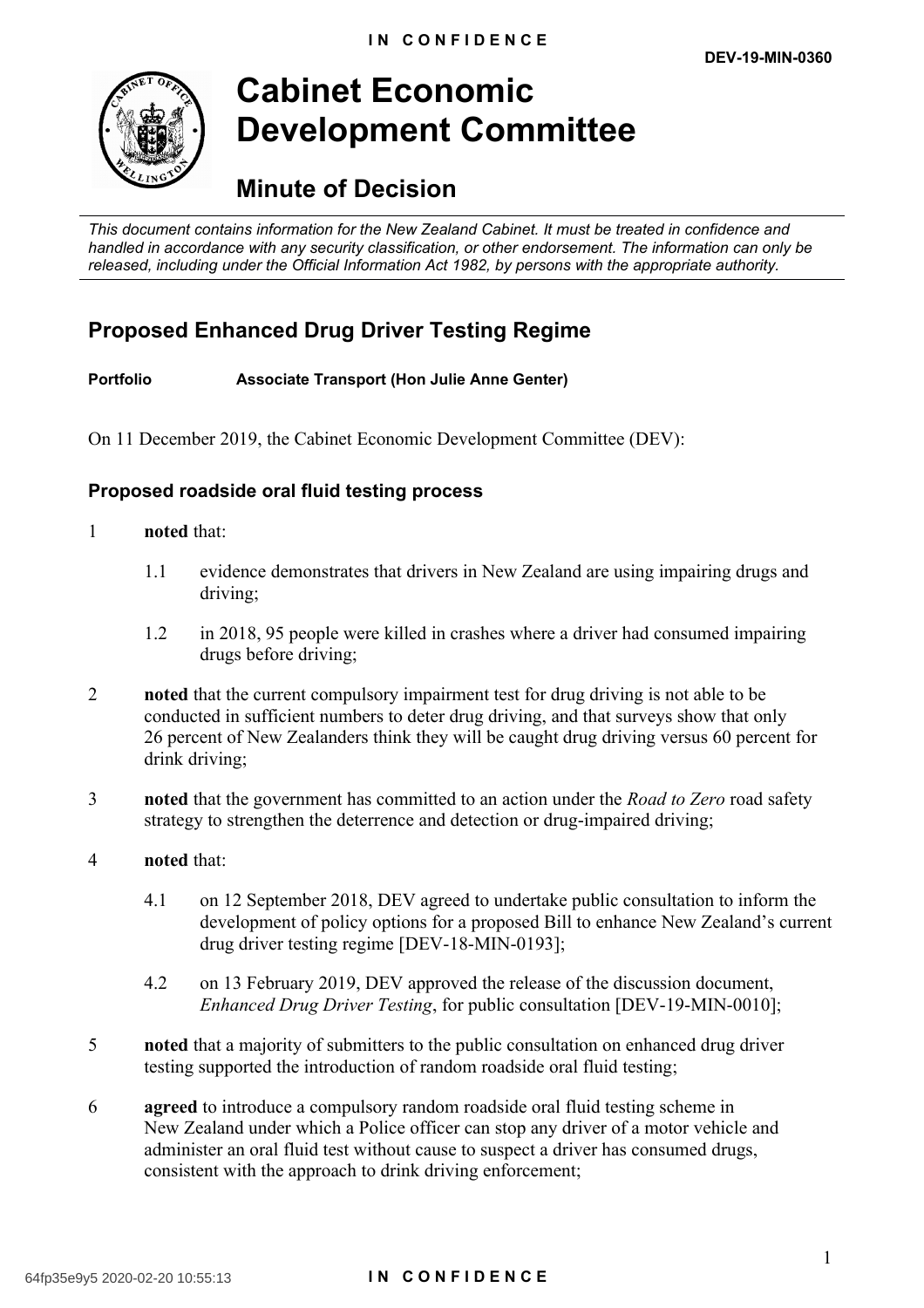DEV-19-MIN-0360

# Cabinet Economic Development Committee

## Minute of Decision

*This document contains information for the New Zealand Cabinet. It must be treated in confidence and handled in accordance with any security classification, or other endorsement. The information can only be released, including under the Official Information Act 1982, by persons with the appropriate authority.*

## Proposed Enhanced Drug Driver Testing Regime

**Portfolio** **Associate Transport (Hon Julie Anne Genter)**

On 11 December 2019, the Cabinet Economic Development Committee (DEV):

### Proposed roadside oral fluid testing process

1 **noted** that:

  1.1 evidence demonstrates that drivers in New Zealand are using impairing drugs and driving;

  1.2 in 2018, 95 people were killed in crashes where a driver had consumed impairing drugs before driving;

2 **noted** that the current compulsory impairment test for drug driving is not able to be conducted in sufficient numbers to deter drug driving, and that surveys show that only 26 percent of New Zealanders think they will be caught drug driving versus 60 percent for drink driving;

3 **noted** that the government has committed to an action under the *Road to Zero* road safety strategy to strengthen the deterrence and detection or drug-impaired driving;

4 **noted** that:

  4.1 on 12 September 2018, DEV agreed to undertake public consultation to inform the development of policy options for a proposed Bill to enhance New Zealand's current drug driver testing regime [DEV-18-MIN-0193];

  4.2 on 13 February 2019, DEV approved the release of the discussion document, *Enhanced Drug Driver Testing*, for public consultation [DEV-19-MIN-0010];

5 **noted** that a majority of submitters to the public consultation on enhanced drug driver testing supported the introduction of random roadside oral fluid testing;

6 **agreed** to introduce a compulsory random roadside oral fluid testing scheme in New Zealand under which a Police officer can stop any driver of a motor vehicle and administer an oral fluid test without cause to suspect a driver has consumed drugs, consistent with the approach to drink driving enforcement;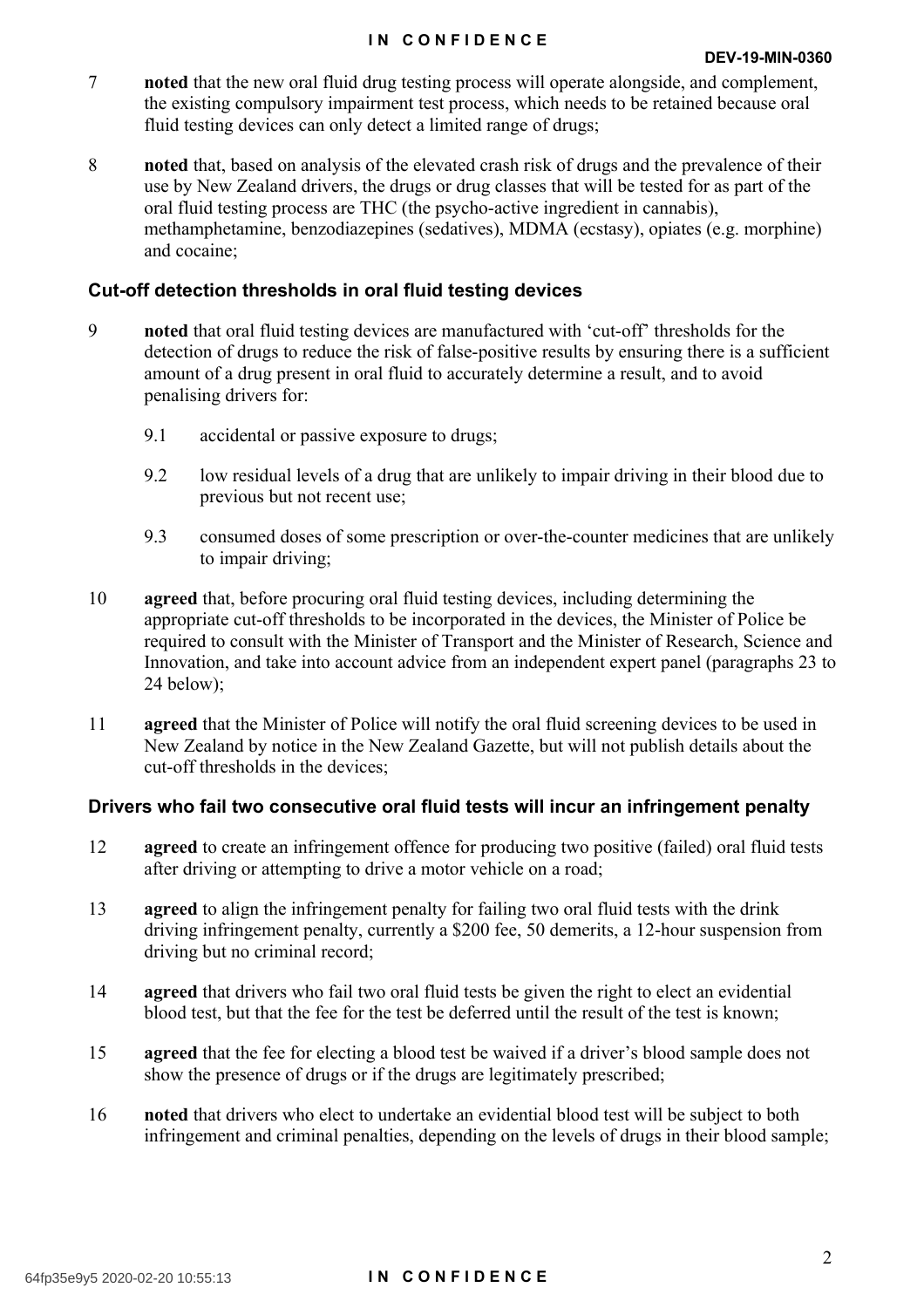7 **noted** that the new oral fluid drug testing process will operate alongside, and complement, the existing compulsory impairment test process, which needs to be retained because oral fluid testing devices can only detect a limited range of drugs;

8 **noted** that, based on analysis of the elevated crash risk of drugs and the prevalence of their use by New Zealand drivers, the drugs or drug classes that will be tested for as part of the oral fluid testing process are THC (the psycho-active ingredient in cannabis), methamphetamine, benzodiazepines (sedatives), MDMA (ecstasy), opiates (e.g. morphine) and cocaine;

### Cut-off detection thresholds in oral fluid testing devices

9 **noted** that oral fluid testing devices are manufactured with 'cut-off' thresholds for the detection of drugs to reduce the risk of false-positive results by ensuring there is a sufficient amount of a drug present in oral fluid to accurately determine a result, and to avoid penalising drivers for:

9.1 accidental or passive exposure to drugs;

9.2 low residual levels of a drug that are unlikely to impair driving in their blood due to previous but not recent use;

9.3 consumed doses of some prescription or over-the-counter medicines that are unlikely to impair driving;

10 **agreed** that, before procuring oral fluid testing devices, including determining the appropriate cut-off thresholds to be incorporated in the devices, the Minister of Police be required to consult with the Minister of Transport and the Minister of Research, Science and Innovation, and take into account advice from an independent expert panel (paragraphs 23 to 24 below);

11 **agreed** that the Minister of Police will notify the oral fluid screening devices to be used in New Zealand by notice in the New Zealand Gazette, but will not publish details about the cut-off thresholds in the devices;

### Drivers who fail two consecutive oral fluid tests will incur an infringement penalty

12 **agreed** to create an infringement offence for producing two positive (failed) oral fluid tests after driving or attempting to drive a motor vehicle on a road;

13 **agreed** to align the infringement penalty for failing two oral fluid tests with the drink driving infringement penalty, currently a $200 fee, 50 demerits, a 12-hour suspension from driving but no criminal record;

14 **agreed** that drivers who fail two oral fluid tests be given the right to elect an evidential blood test, but that the fee for the test be deferred until the result of the test is known;

15 **agreed** that the fee for electing a blood test be waived if a driver's blood sample does not show the presence of drugs or if the drugs are legitimately prescribed;

16 **noted** that drivers who elect to undertake an evidential blood test will be subject to both infringement and criminal penalties, depending on the levels of drugs in their blood sample;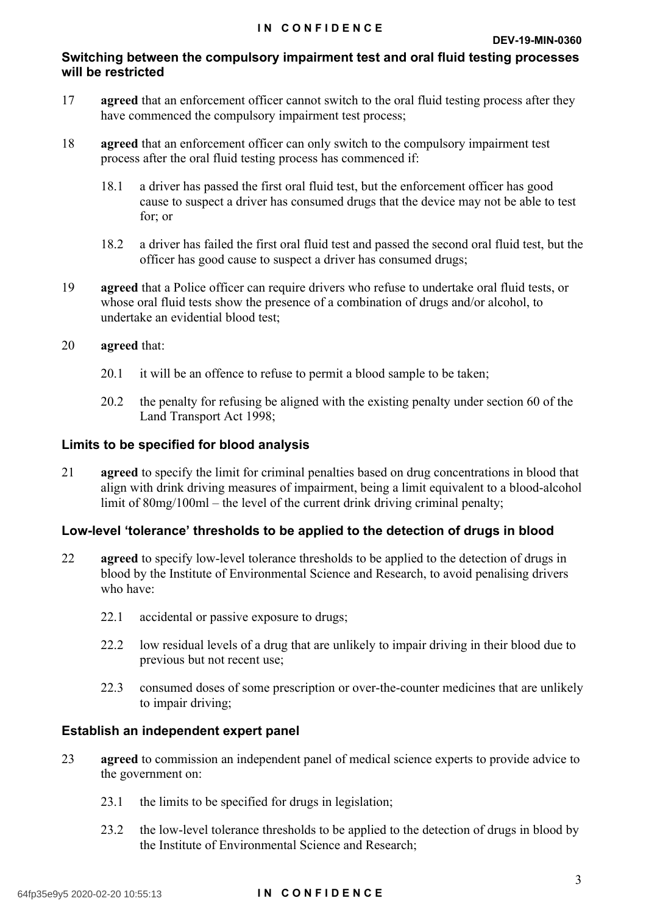## Switching between the compulsory impairment test and oral fluid testing processes will be restricted

17 **agreed** that an enforcement officer cannot switch to the oral fluid testing process after they have commenced the compulsory impairment test process;

18 **agreed** that an enforcement officer can only switch to the compulsory impairment test process after the oral fluid testing process has commenced if:

 18.1 a driver has passed the first oral fluid test, but the enforcement officer has good cause to suspect a driver has consumed drugs that the device may not be able to test for; or

 18.2 a driver has failed the first oral fluid test and passed the second oral fluid test, but the officer has good cause to suspect a driver has consumed drugs;

19 **agreed** that a Police officer can require drivers who refuse to undertake oral fluid tests, or whose oral fluid tests show the presence of a combination of drugs and/or alcohol, to undertake an evidential blood test;

20 **agreed** that:

 20.1 it will be an offence to refuse to permit a blood sample to be taken;

 20.2 the penalty for refusing be aligned with the existing penalty under section 60 of the Land Transport Act 1998;

## Limits to be specified for blood analysis

21 **agreed** to specify the limit for criminal penalties based on drug concentrations in blood that align with drink driving measures of impairment, being a limit equivalent to a blood-alcohol limit of 80mg/100ml – the level of the current drink driving criminal penalty;

## Low-level 'tolerance' thresholds to be applied to the detection of drugs in blood

22 **agreed** to specify low-level tolerance thresholds to be applied to the detection of drugs in blood by the Institute of Environmental Science and Research, to avoid penalising drivers who have:

 22.1 accidental or passive exposure to drugs;

 22.2 low residual levels of a drug that are unlikely to impair driving in their blood due to previous but not recent use;

 22.3 consumed doses of some prescription or over-the-counter medicines that are unlikely to impair driving;

## Establish an independent expert panel

23 **agreed** to commission an independent panel of medical science experts to provide advice to the government on:

 23.1 the limits to be specified for drugs in legislation;

 23.2 the low-level tolerance thresholds to be applied to the detection of drugs in blood by the Institute of Environmental Science and Research;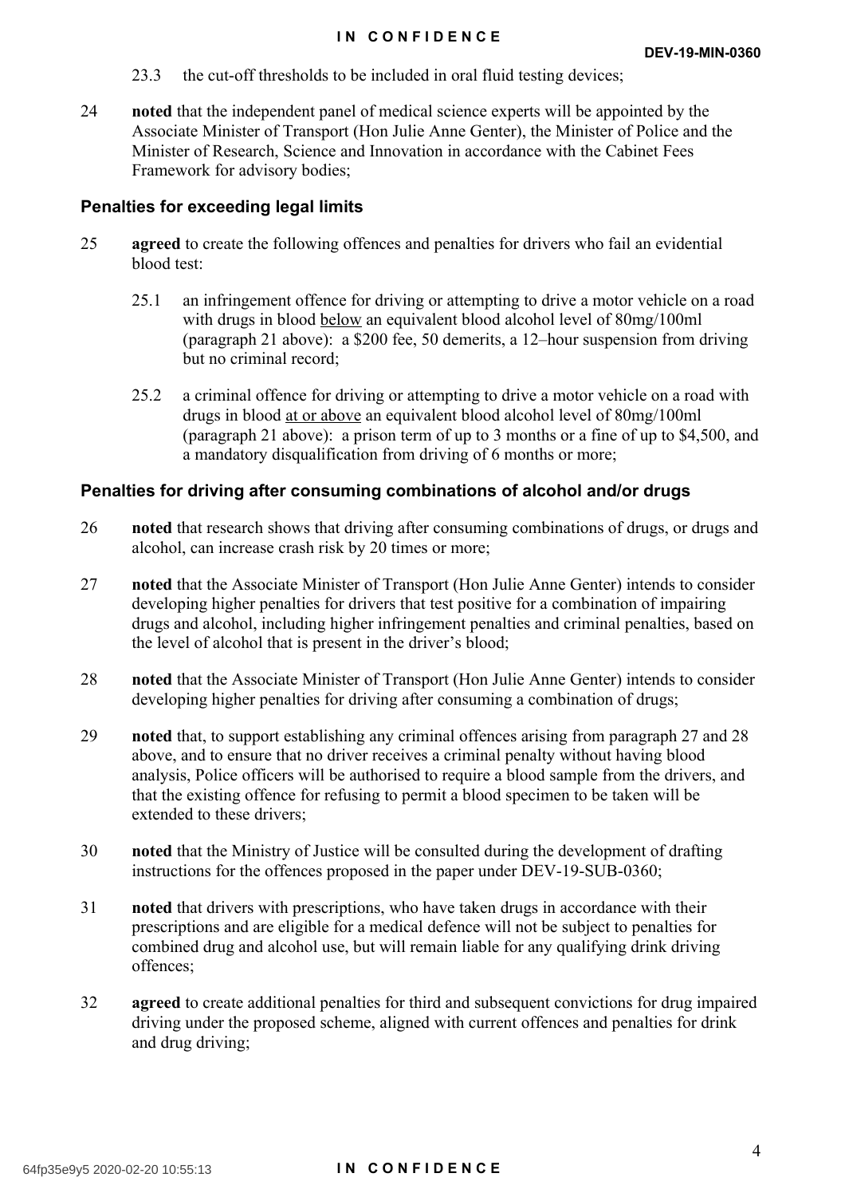23.3 the cut-off thresholds to be included in oral fluid testing devices;

24 **noted** that the independent panel of medical science experts will be appointed by the Associate Minister of Transport (Hon Julie Anne Genter), the Minister of Police and the Minister of Research, Science and Innovation in accordance with the Cabinet Fees Framework for advisory bodies;

### Penalties for exceeding legal limits

25 **agreed** to create the following offences and penalties for drivers who fail an evidential blood test:

25.1 an infringement offence for driving or attempting to drive a motor vehicle on a road with drugs in blood <u>below</u> an equivalent blood alcohol level of 80mg/100ml (paragraph 21 above): a $200 fee, 50 demerits, a 12–hour suspension from driving but no criminal record;

25.2 a criminal offence for driving or attempting to drive a motor vehicle on a road with drugs in blood <u>at or above</u> an equivalent blood alcohol level of 80mg/100ml (paragraph 21 above): a prison term of up to 3 months or a fine of up to $4,500, and a mandatory disqualification from driving of 6 months or more;

### Penalties for driving after consuming combinations of alcohol and/or drugs

26 **noted** that research shows that driving after consuming combinations of drugs, or drugs and alcohol, can increase crash risk by 20 times or more;

27 **noted** that the Associate Minister of Transport (Hon Julie Anne Genter) intends to consider developing higher penalties for drivers that test positive for a combination of impairing drugs and alcohol, including higher infringement penalties and criminal penalties, based on the level of alcohol that is present in the driver's blood;

28 **noted** that the Associate Minister of Transport (Hon Julie Anne Genter) intends to consider developing higher penalties for driving after consuming a combination of drugs;

29 **noted** that, to support establishing any criminal offences arising from paragraph 27 and 28 above, and to ensure that no driver receives a criminal penalty without having blood analysis, Police officers will be authorised to require a blood sample from the drivers, and that the existing offence for refusing to permit a blood specimen to be taken will be extended to these drivers;

30 **noted** that the Ministry of Justice will be consulted during the development of drafting instructions for the offences proposed in the paper under DEV-19-SUB-0360;

31 **noted** that drivers with prescriptions, who have taken drugs in accordance with their prescriptions and are eligible for a medical defence will not be subject to penalties for combined drug and alcohol use, but will remain liable for any qualifying drink driving offences;

32 **agreed** to create additional penalties for third and subsequent convictions for drug impaired driving under the proposed scheme, aligned with current offences and penalties for drink and drug driving;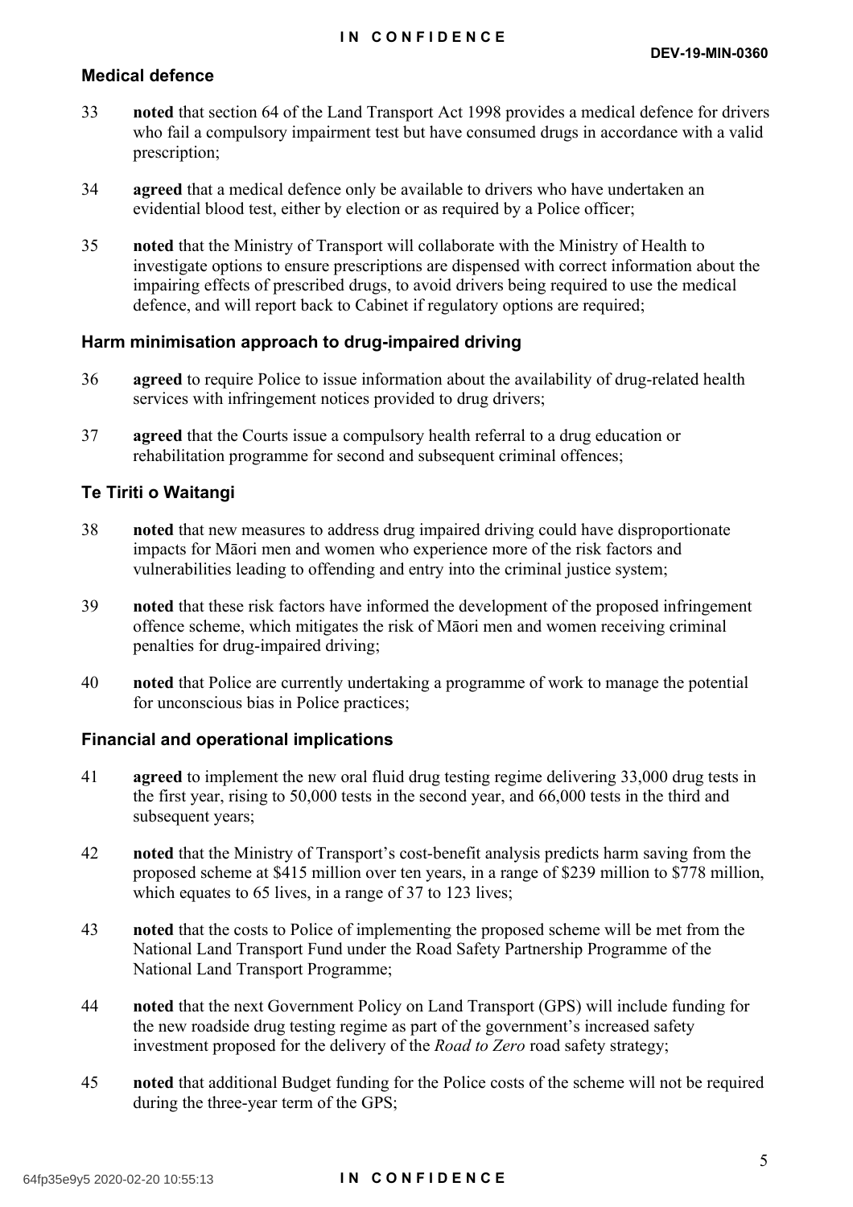## Medical defence

33 **noted** that section 64 of the Land Transport Act 1998 provides a medical defence for drivers who fail a compulsory impairment test but have consumed drugs in accordance with a valid prescription;

34 **agreed** that a medical defence only be available to drivers who have undertaken an evidential blood test, either by election or as required by a Police officer;

35 **noted** that the Ministry of Transport will collaborate with the Ministry of Health to investigate options to ensure prescriptions are dispensed with correct information about the impairing effects of prescribed drugs, to avoid drivers being required to use the medical defence, and will report back to Cabinet if regulatory options are required;

## Harm minimisation approach to drug-impaired driving

36 **agreed** to require Police to issue information about the availability of drug-related health services with infringement notices provided to drug drivers;

37 **agreed** that the Courts issue a compulsory health referral to a drug education or rehabilitation programme for second and subsequent criminal offences;

## Te Tiriti o Waitangi

38 **noted** that new measures to address drug impaired driving could have disproportionate impacts for Māori men and women who experience more of the risk factors and vulnerabilities leading to offending and entry into the criminal justice system;

39 **noted** that these risk factors have informed the development of the proposed infringement offence scheme, which mitigates the risk of Māori men and women receiving criminal penalties for drug-impaired driving;

40 **noted** that Police are currently undertaking a programme of work to manage the potential for unconscious bias in Police practices;

## Financial and operational implications

41 **agreed** to implement the new oral fluid drug testing regime delivering 33,000 drug tests in the first year, rising to 50,000 tests in the second year, and 66,000 tests in the third and subsequent years;

42 **noted** that the Ministry of Transport's cost-benefit analysis predicts harm saving from the proposed scheme at $415 million over ten years, in a range of $239 million to $778 million, which equates to 65 lives, in a range of 37 to 123 lives;

43 **noted** that the costs to Police of implementing the proposed scheme will be met from the National Land Transport Fund under the Road Safety Partnership Programme of the National Land Transport Programme;

44 **noted** that the next Government Policy on Land Transport (GPS) will include funding for the new roadside drug testing regime as part of the government's increased safety investment proposed for the delivery of the *Road to Zero* road safety strategy;

45 **noted** that additional Budget funding for the Police costs of the scheme will not be required during the three-year term of the GPS;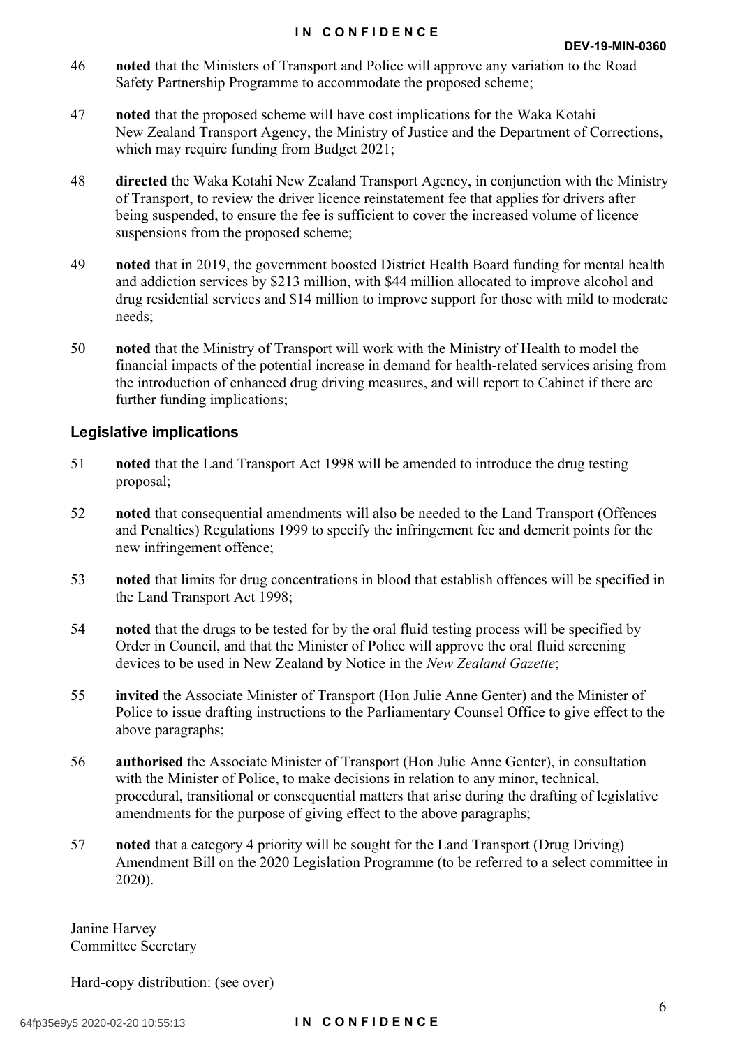46 **noted** that the Ministers of Transport and Police will approve any variation to the Road Safety Partnership Programme to accommodate the proposed scheme;

47 **noted** that the proposed scheme will have cost implications for the Waka Kotahi New Zealand Transport Agency, the Ministry of Justice and the Department of Corrections, which may require funding from Budget 2021;

48 **directed** the Waka Kotahi New Zealand Transport Agency, in conjunction with the Ministry of Transport, to review the driver licence reinstatement fee that applies for drivers after being suspended, to ensure the fee is sufficient to cover the increased volume of licence suspensions from the proposed scheme;

49 **noted** that in 2019, the government boosted District Health Board funding for mental health and addiction services by $213 million, with $44 million allocated to improve alcohol and drug residential services and $14 million to improve support for those with mild to moderate needs;

50 **noted** that the Ministry of Transport will work with the Ministry of Health to model the financial impacts of the potential increase in demand for health-related services arising from the introduction of enhanced drug driving measures, and will report to Cabinet if there are further funding implications;

## Legislative implications

51 **noted** that the Land Transport Act 1998 will be amended to introduce the drug testing proposal;

52 **noted** that consequential amendments will also be needed to the Land Transport (Offences and Penalties) Regulations 1999 to specify the infringement fee and demerit points for the new infringement offence;

53 **noted** that limits for drug concentrations in blood that establish offences will be specified in the Land Transport Act 1998;

54 **noted** that the drugs to be tested for by the oral fluid testing process will be specified by Order in Council, and that the Minister of Police will approve the oral fluid screening devices to be used in New Zealand by Notice in the *New Zealand Gazette*;

55 **invited** the Associate Minister of Transport (Hon Julie Anne Genter) and the Minister of Police to issue drafting instructions to the Parliamentary Counsel Office to give effect to the above paragraphs;

56 **authorised** the Associate Minister of Transport (Hon Julie Anne Genter), in consultation with the Minister of Police, to make decisions in relation to any minor, technical, procedural, transitional or consequential matters that arise during the drafting of legislative amendments for the purpose of giving effect to the above paragraphs;

57 **noted** that a category 4 priority will be sought for the Land Transport (Drug Driving) Amendment Bill on the 2020 Legislation Programme (to be referred to a select committee in 2020).

Janine Harvey
Committee Secretary

Hard-copy distribution: (see over)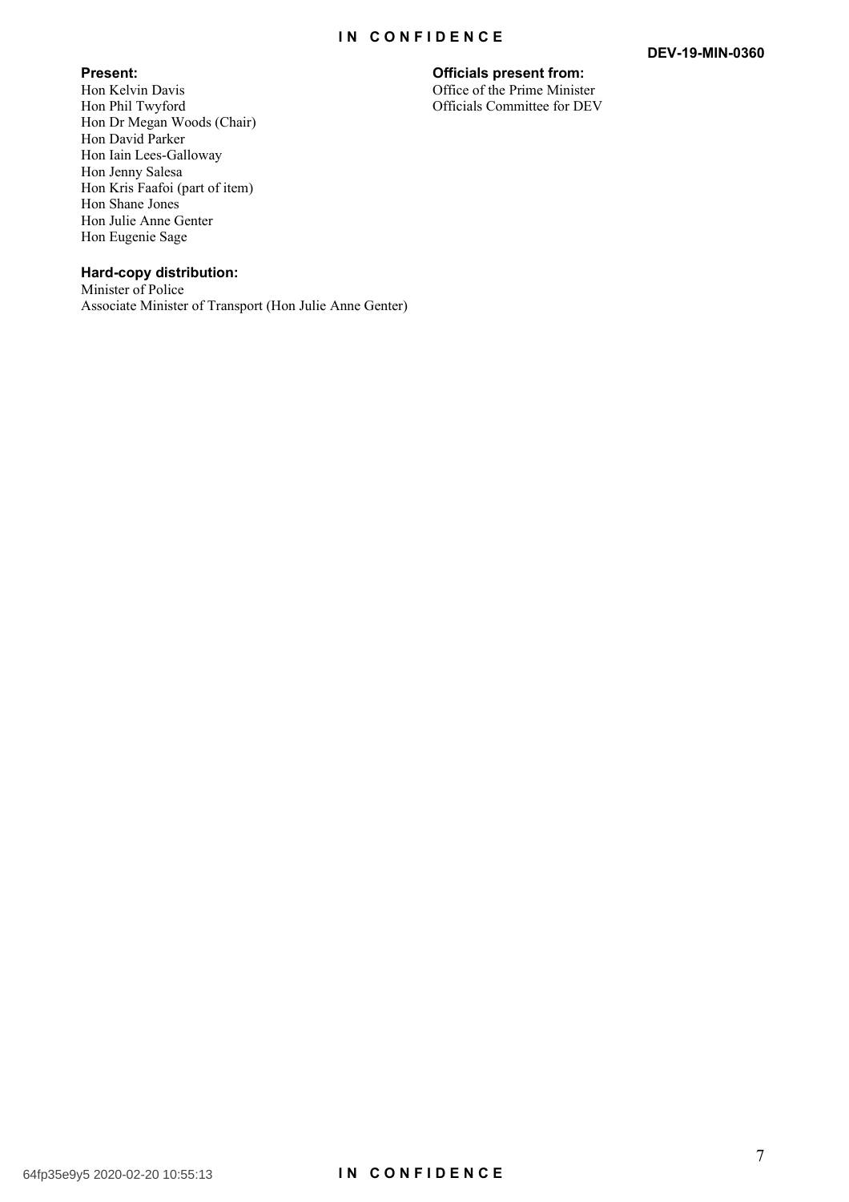**DEV-19-MIN-0360**

**Present:**

Hon Kelvin Davis
Hon Phil Twyford
Hon Dr Megan Woods (Chair)
Hon David Parker
Hon Iain Lees-Galloway
Hon Jenny Salesa
Hon Kris Faafoi (part of item)
Hon Shane Jones
Hon Julie Anne Genter
Hon Eugenie Sage

**Officials present from:**

Office of the Prime Minister
Officials Committee for DEV

**Hard-copy distribution:**

Minister of Police
Associate Minister of Transport (Hon Julie Anne Genter)